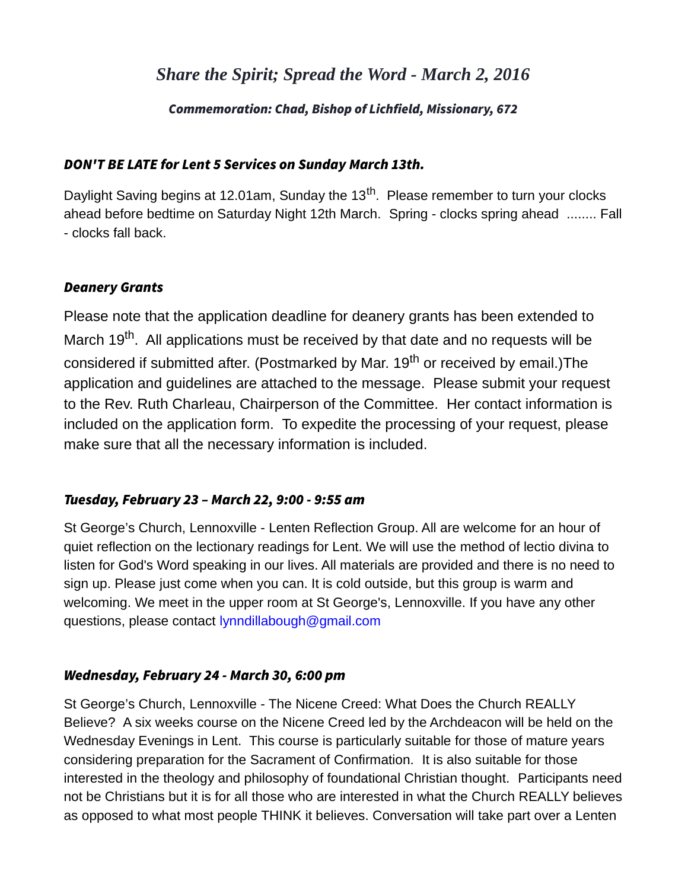# *Share the Spirit; Spread the Word - March 2, 2016*

***Commemoration: Chad, Bishop of Lichfield, Missionary, 672***

### *DON'T BE LATE for Lent 5 Services on Sunday March 13th.*

Daylight Saving begins at 12.01am, Sunday the 13th. Please remember to turn your clocks ahead before bedtime on Saturday Night 12th March. Spring - clocks spring ahead ........ Fall - clocks fall back.

### *Deanery Grants*

Please note that the application deadline for deanery grants has been extended to March 19th. All applications must be received by that date and no requests will be considered if submitted after. (Postmarked by Mar. 19th or received by email.)The application and guidelines are attached to the message. Please submit your request to the Rev. Ruth Charleau, Chairperson of the Committee. Her contact information is included on the application form. To expedite the processing of your request, please make sure that all the necessary information is included.

### *Tuesday, February 23 – March 22, 9:00 - 9:55 am*

St George's Church, Lennoxville - Lenten Reflection Group. All are welcome for an hour of quiet reflection on the lectionary readings for Lent. We will use the method of lectio divina to listen for God's Word speaking in our lives. All materials are provided and there is no need to sign up. Please just come when you can. It is cold outside, but this group is warm and welcoming. We meet in the upper room at St George's, Lennoxville. If you have any other questions, please contact lynndillabough@gmail.com

### *Wednesday, February 24 - March 30, 6:00 pm*

St George's Church, Lennoxville - The Nicene Creed: What Does the Church REALLY Believe? A six weeks course on the Nicene Creed led by the Archdeacon will be held on the Wednesday Evenings in Lent. This course is particularly suitable for those of mature years considering preparation for the Sacrament of Confirmation. It is also suitable for those interested in the theology and philosophy of foundational Christian thought. Participants need not be Christians but it is for all those who are interested in what the Church REALLY believes as opposed to what most people THINK it believes. Conversation will take part over a Lenten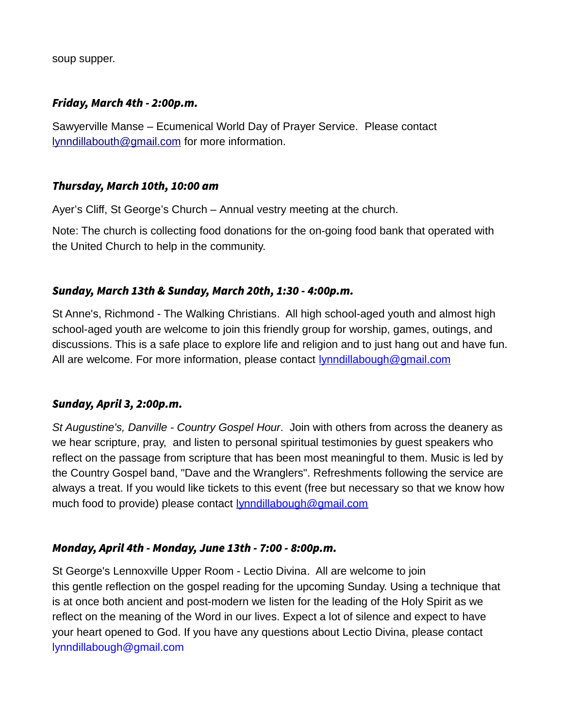soup supper.

### *Friday, March 4th - 2:00p.m.*

Sawyerville Manse – Ecumenical World Day of Prayer Service. Please contact lynndillabouth@gmail.com for more information.

### *Thursday, March 10th, 10:00 am*

Ayer's Cliff, St George's Church – Annual vestry meeting at the church.

Note: The church is collecting food donations for the on-going food bank that operated with the United Church to help in the community.

### *Sunday, March 13th & Sunday, March 20th, 1:30 - 4:00p.m.*

St Anne's, Richmond - The Walking Christians. All high school-aged youth and almost high school-aged youth are welcome to join this friendly group for worship, games, outings, and discussions. This is a safe place to explore life and religion and to just hang out and have fun. All are welcome. For more information, please contact lynndillabough@gmail.com

### *Sunday, April 3, 2:00p.m.*

*St Augustine's, Danville - Country Gospel Hour*. Join with others from across the deanery as we hear scripture, pray, and listen to personal spiritual testimonies by guest speakers who reflect on the passage from scripture that has been most meaningful to them. Music is led by the Country Gospel band, "Dave and the Wranglers". Refreshments following the service are always a treat. If you would like tickets to this event (free but necessary so that we know how much food to provide) please contact lynndillabough@gmail.com

### *Monday, April 4th - Monday, June 13th - 7:00 - 8:00p.m.*

St George's Lennoxville Upper Room - Lectio Divina. All are welcome to join this gentle reflection on the gospel reading for the upcoming Sunday. Using a technique that is at once both ancient and post-modern we listen for the leading of the Holy Spirit as we reflect on the meaning of the Word in our lives. Expect a lot of silence and expect to have your heart opened to God. If you have any questions about Lectio Divina, please contact lynndillabough@gmail.com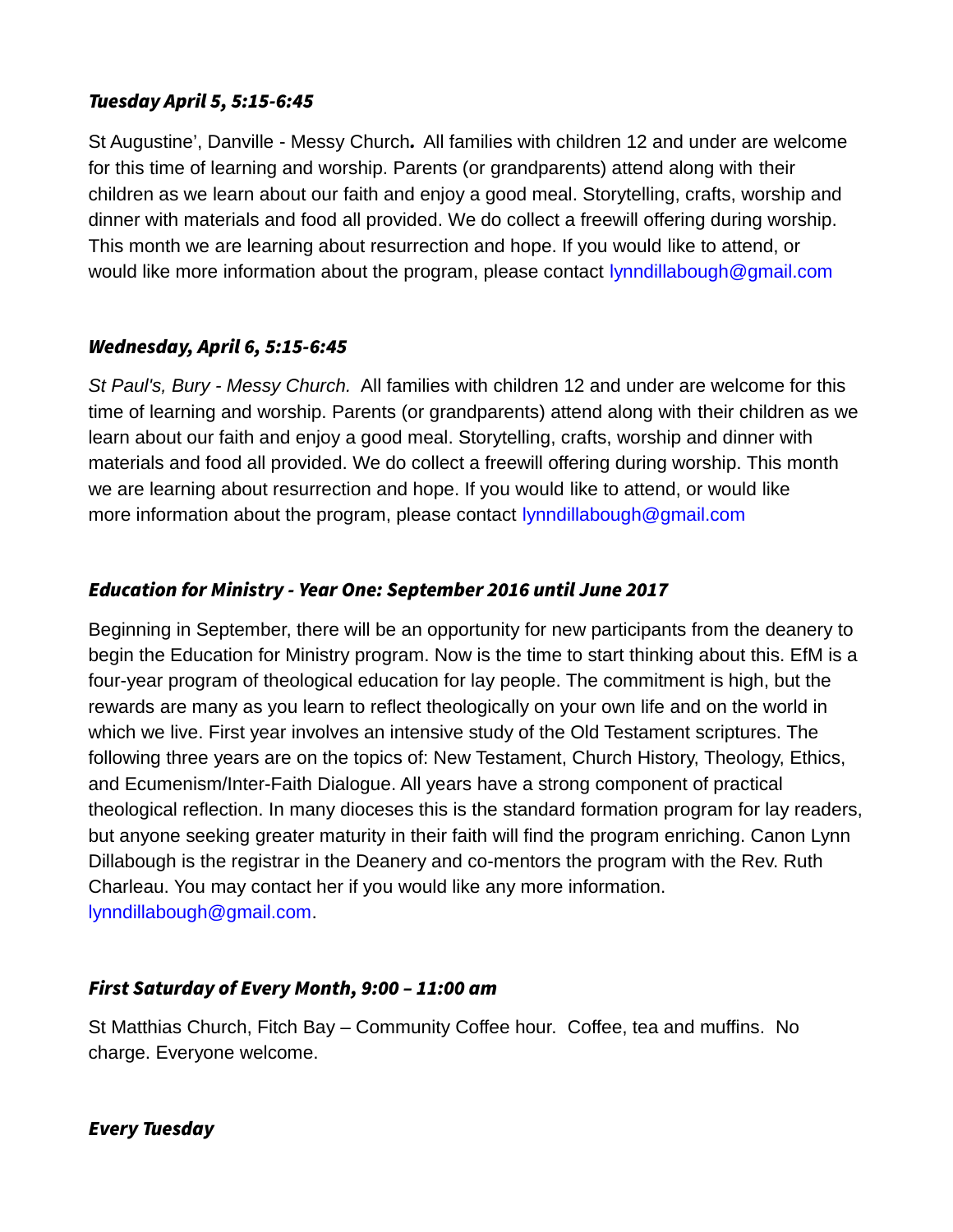### *Tuesday April 5, 5:15-6:45*

St Augustine', Danville - Messy Church***.*** All families with children 12 and under are welcome for this time of learning and worship. Parents (or grandparents) attend along with their children as we learn about our faith and enjoy a good meal. Storytelling, crafts, worship and dinner with materials and food all provided. We do collect a freewill offering during worship. This month we are learning about resurrection and hope. If you would like to attend, or would like more information about the program, please contact lynndillabough@gmail.com

### *Wednesday, April 6, 5:15-6:45*

*St Paul's, Bury - Messy Church.* All families with children 12 and under are welcome for this time of learning and worship. Parents (or grandparents) attend along with their children as we learn about our faith and enjoy a good meal. Storytelling, crafts, worship and dinner with materials and food all provided. We do collect a freewill offering during worship. This month we are learning about resurrection and hope. If you would like to attend, or would like more information about the program, please contact lynndillabough@gmail.com

### *Education for Ministry - Year One: September 2016 until June 2017*

Beginning in September, there will be an opportunity for new participants from the deanery to begin the Education for Ministry program. Now is the time to start thinking about this. EfM is a four-year program of theological education for lay people. The commitment is high, but the rewards are many as you learn to reflect theologically on your own life and on the world in which we live. First year involves an intensive study of the Old Testament scriptures. The following three years are on the topics of: New Testament, Church History, Theology, Ethics, and Ecumenism/Inter-Faith Dialogue. All years have a strong component of practical theological reflection. In many dioceses this is the standard formation program for lay readers, but anyone seeking greater maturity in their faith will find the program enriching. Canon Lynn Dillabough is the registrar in the Deanery and co-mentors the program with the Rev. Ruth Charleau. You may contact her if you would like any more information. lynndillabough@gmail.com.

### *First Saturday of Every Month, 9:00 – 11:00 am*

St Matthias Church, Fitch Bay – Community Coffee hour. Coffee, tea and muffins. No charge. Everyone welcome.

### *Every Tuesday*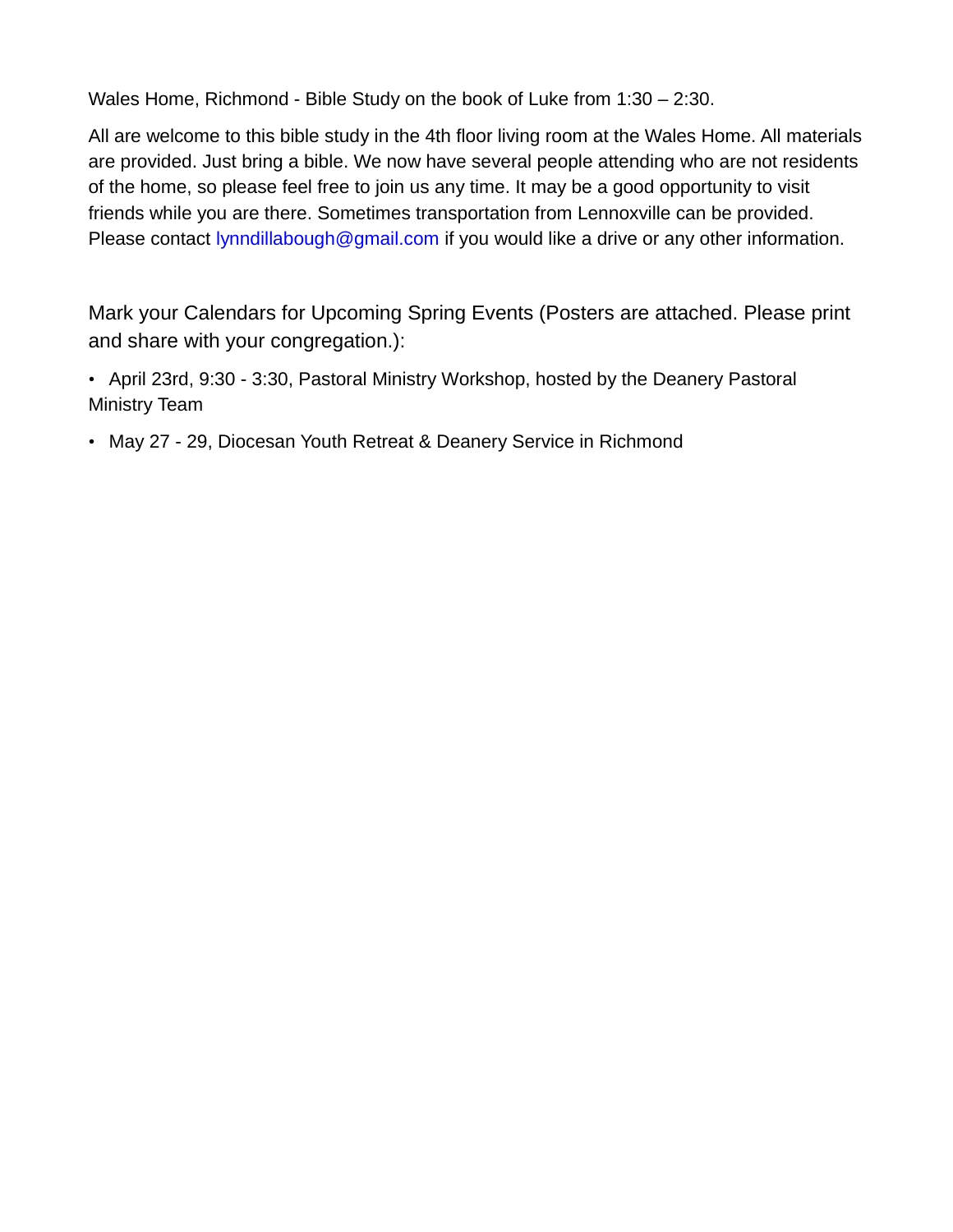Wales Home, Richmond - Bible Study on the book of Luke from 1:30 – 2:30.

All are welcome to this bible study in the 4th floor living room at the Wales Home. All materials are provided. Just bring a bible. We now have several people attending who are not residents of the home, so please feel free to join us any time. It may be a good opportunity to visit friends while you are there. Sometimes transportation from Lennoxville can be provided. Please contact lynndillabough@gmail.com if you would like a drive or any other information.

Mark your Calendars for Upcoming Spring Events (Posters are attached. Please print and share with your congregation.):

- April 23rd, 9:30 - 3:30, Pastoral Ministry Workshop, hosted by the Deanery Pastoral Ministry Team
- May 27 - 29, Diocesan Youth Retreat & Deanery Service in Richmond